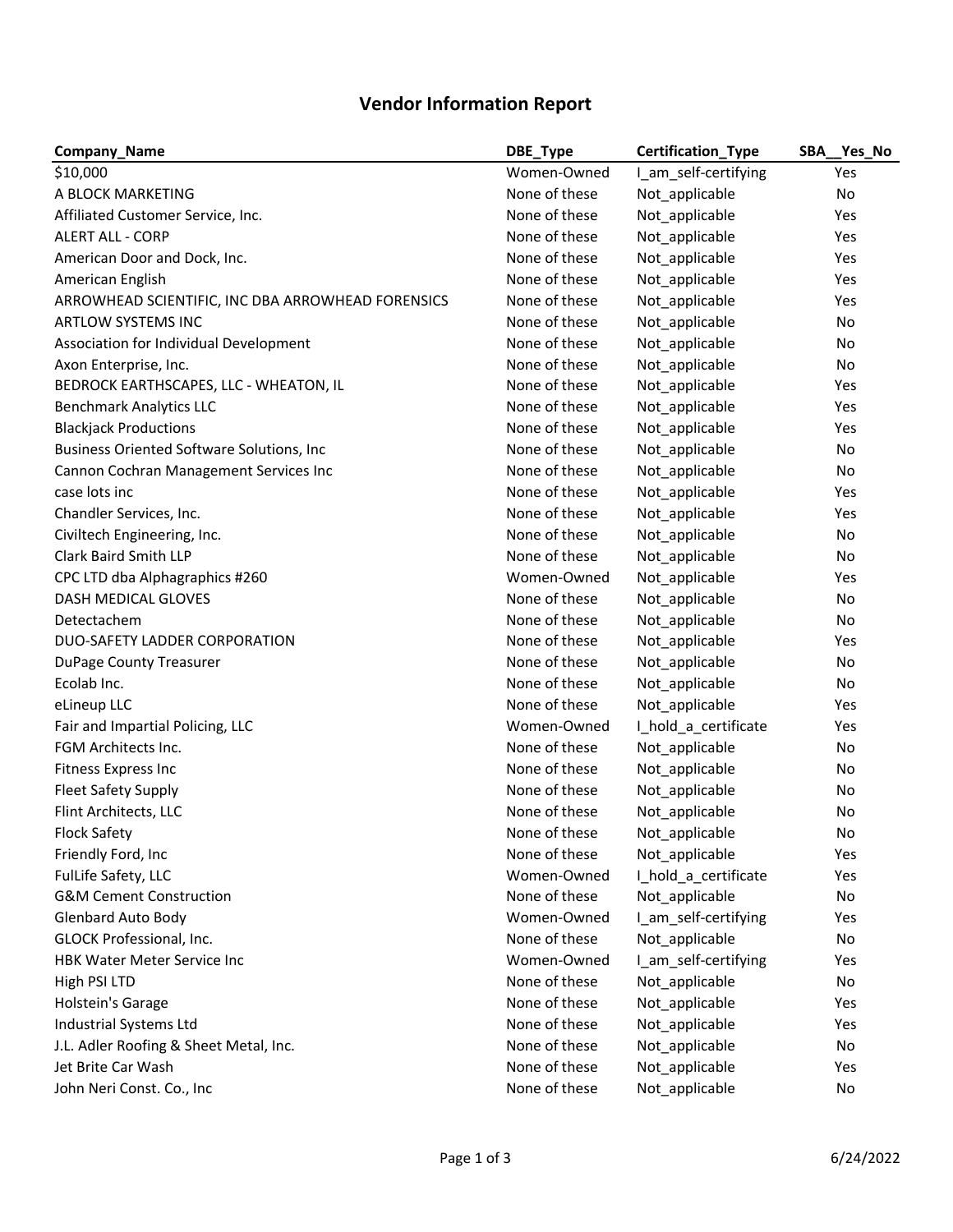# Vendor Information Report

| Company_Name | DBE_Type | Certification_Type | SBA__Yes_No |
|---|---|---|---|
| $10,000 | Women-Owned | I_am_self-certifying | Yes |
| A BLOCK MARKETING | None of these | Not_applicable | No |
| Affiliated Customer Service, Inc. | None of these | Not_applicable | Yes |
| ALERT ALL - CORP | None of these | Not_applicable | Yes |
| American Door and Dock, Inc. | None of these | Not_applicable | Yes |
| American English | None of these | Not_applicable | Yes |
| ARROWHEAD SCIENTIFIC, INC DBA ARROWHEAD FORENSICS | None of these | Not_applicable | Yes |
| ARTLOW SYSTEMS INC | None of these | Not_applicable | No |
| Association for Individual Development | None of these | Not_applicable | No |
| Axon Enterprise, Inc. | None of these | Not_applicable | No |
| BEDROCK EARTHSCAPES, LLC - WHEATON, IL | None of these | Not_applicable | Yes |
| Benchmark Analytics LLC | None of these | Not_applicable | Yes |
| Blackjack Productions | None of these | Not_applicable | Yes |
| Business Oriented Software Solutions, Inc | None of these | Not_applicable | No |
| Cannon Cochran Management Services Inc | None of these | Not_applicable | No |
| case lots inc | None of these | Not_applicable | Yes |
| Chandler Services, Inc. | None of these | Not_applicable | Yes |
| Civiltech Engineering, Inc. | None of these | Not_applicable | No |
| Clark Baird Smith LLP | None of these | Not_applicable | No |
| CPC LTD dba Alphagraphics #260 | Women-Owned | Not_applicable | Yes |
| DASH MEDICAL GLOVES | None of these | Not_applicable | No |
| Detectachem | None of these | Not_applicable | No |
| DUO-SAFETY LADDER CORPORATION | None of these | Not_applicable | Yes |
| DuPage County Treasurer | None of these | Not_applicable | No |
| Ecolab Inc. | None of these | Not_applicable | No |
| eLineup LLC | None of these | Not_applicable | Yes |
| Fair and Impartial Policing, LLC | Women-Owned | I_hold_a_certificate | Yes |
| FGM Architects Inc. | None of these | Not_applicable | No |
| Fitness Express Inc | None of these | Not_applicable | No |
| Fleet Safety Supply | None of these | Not_applicable | No |
| Flint Architects, LLC | None of these | Not_applicable | No |
| Flock Safety | None of these | Not_applicable | No |
| Friendly Ford, Inc | None of these | Not_applicable | Yes |
| FulLife Safety, LLC | Women-Owned | I_hold_a_certificate | Yes |
| G&M Cement Construction | None of these | Not_applicable | No |
| Glenbard Auto Body | Women-Owned | I_am_self-certifying | Yes |
| GLOCK Professional, Inc. | None of these | Not_applicable | No |
| HBK Water Meter Service Inc | Women-Owned | I_am_self-certifying | Yes |
| High PSI LTD | None of these | Not_applicable | No |
| Holstein's Garage | None of these | Not_applicable | Yes |
| Industrial Systems Ltd | None of these | Not_applicable | Yes |
| J.L. Adler Roofing & Sheet Metal, Inc. | None of these | Not_applicable | No |
| Jet Brite Car Wash | None of these | Not_applicable | Yes |
| John Neri Const. Co., Inc | None of these | Not_applicable | No |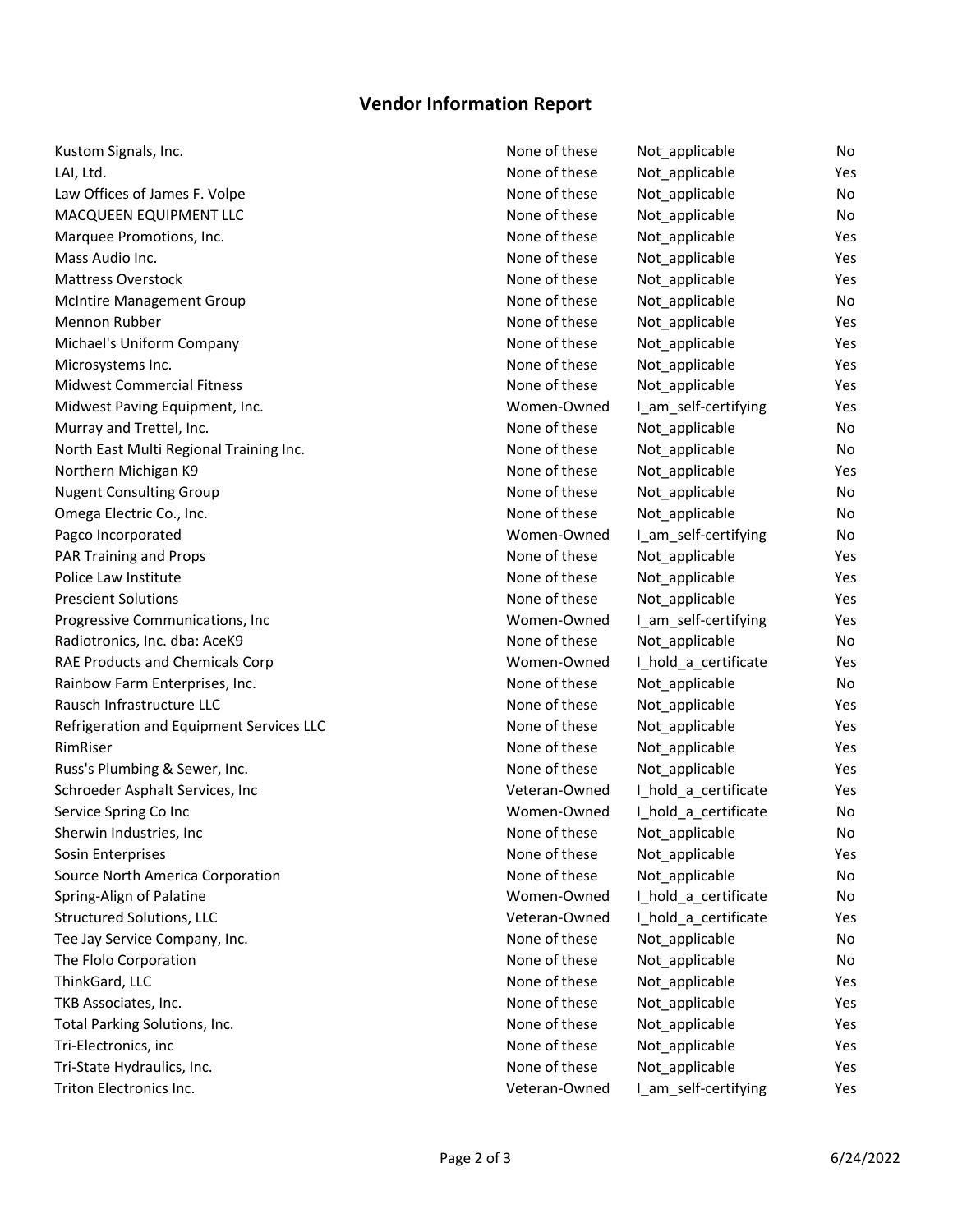## Vendor Information Report

| | | | |
|---|---|---|---|
| Kustom Signals, Inc. | None of these | Not_applicable | No |
| LAI, Ltd. | None of these | Not_applicable | Yes |
| Law Offices of James F. Volpe | None of these | Not_applicable | No |
| MACQUEEN EQUIPMENT LLC | None of these | Not_applicable | No |
| Marquee Promotions, Inc. | None of these | Not_applicable | Yes |
| Mass Audio Inc. | None of these | Not_applicable | Yes |
| Mattress Overstock | None of these | Not_applicable | Yes |
| McIntire Management Group | None of these | Not_applicable | No |
| Mennon Rubber | None of these | Not_applicable | Yes |
| Michael's Uniform Company | None of these | Not_applicable | Yes |
| Microsystems Inc. | None of these | Not_applicable | Yes |
| Midwest Commercial Fitness | None of these | Not_applicable | Yes |
| Midwest Paving Equipment, Inc. | Women-Owned | I_am_self-certifying | Yes |
| Murray and Trettel, Inc. | None of these | Not_applicable | No |
| North East Multi Regional Training Inc. | None of these | Not_applicable | No |
| Northern Michigan K9 | None of these | Not_applicable | Yes |
| Nugent Consulting Group | None of these | Not_applicable | No |
| Omega Electric Co., Inc. | None of these | Not_applicable | No |
| Pagco Incorporated | Women-Owned | I_am_self-certifying | No |
| PAR Training and Props | None of these | Not_applicable | Yes |
| Police Law Institute | None of these | Not_applicable | Yes |
| Prescient Solutions | None of these | Not_applicable | Yes |
| Progressive Communications, Inc | Women-Owned | I_am_self-certifying | Yes |
| Radiotronics, Inc. dba: AceK9 | None of these | Not_applicable | No |
| RAE Products and Chemicals Corp | Women-Owned | I_hold_a_certificate | Yes |
| Rainbow Farm Enterprises, Inc. | None of these | Not_applicable | No |
| Rausch Infrastructure LLC | None of these | Not_applicable | Yes |
| Refrigeration and Equipment Services LLC | None of these | Not_applicable | Yes |
| RimRiser | None of these | Not_applicable | Yes |
| Russ's Plumbing & Sewer, Inc. | None of these | Not_applicable | Yes |
| Schroeder Asphalt Services, Inc | Veteran-Owned | I_hold_a_certificate | Yes |
| Service Spring Co Inc | Women-Owned | I_hold_a_certificate | No |
| Sherwin Industries, Inc | None of these | Not_applicable | No |
| Sosin Enterprises | None of these | Not_applicable | Yes |
| Source North America Corporation | None of these | Not_applicable | No |
| Spring-Align of Palatine | Women-Owned | I_hold_a_certificate | No |
| Structured Solutions, LLC | Veteran-Owned | I_hold_a_certificate | Yes |
| Tee Jay Service Company, Inc. | None of these | Not_applicable | No |
| The Flolo Corporation | None of these | Not_applicable | No |
| ThinkGard, LLC | None of these | Not_applicable | Yes |
| TKB Associates, Inc. | None of these | Not_applicable | Yes |
| Total Parking Solutions, Inc. | None of these | Not_applicable | Yes |
| Tri-Electronics, inc | None of these | Not_applicable | Yes |
| Tri-State Hydraulics, Inc. | None of these | Not_applicable | Yes |
| Triton Electronics Inc. | Veteran-Owned | I_am_self-certifying | Yes |

6/24/2022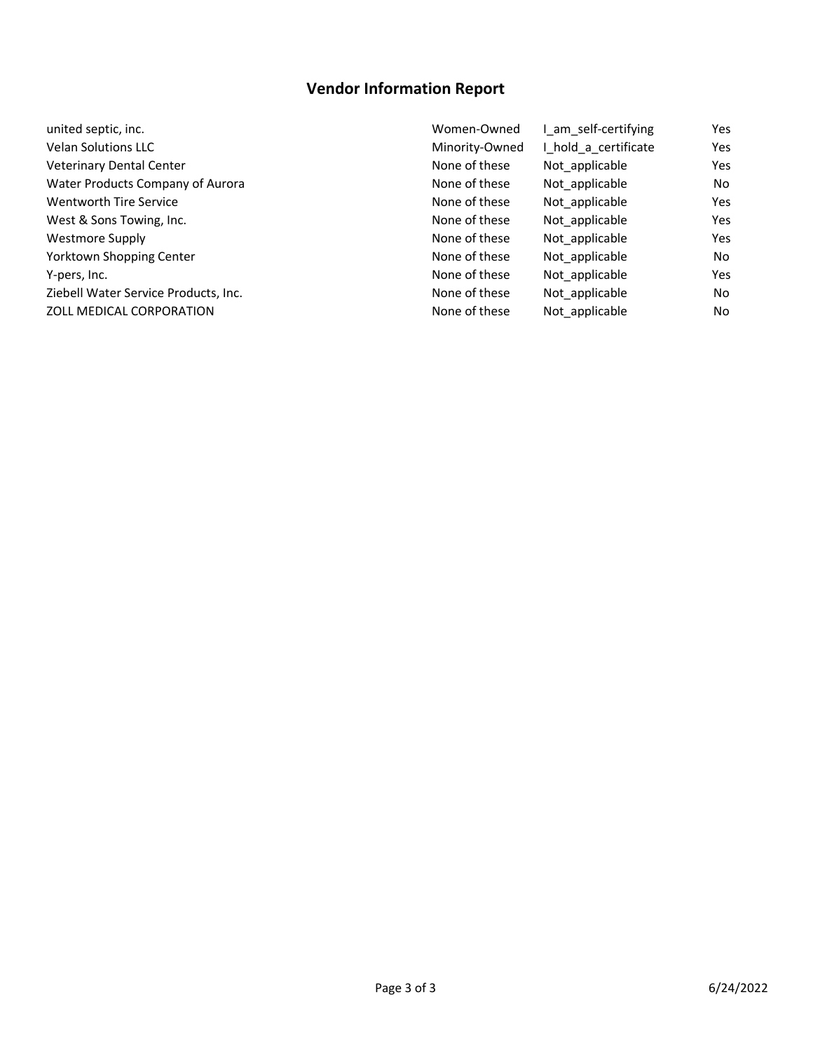# Vendor Information Report

| | | | |
|---|---|---|---|
| united septic, inc. | Women-Owned | I_am_self-certifying | Yes |
| Velan Solutions LLC | Minority-Owned | I_hold_a_certificate | Yes |
| Veterinary Dental Center | None of these | Not_applicable | Yes |
| Water Products Company of Aurora | None of these | Not_applicable | No |
| Wentworth Tire Service | None of these | Not_applicable | Yes |
| West & Sons Towing, Inc. | None of these | Not_applicable | Yes |
| Westmore Supply | None of these | Not_applicable | Yes |
| Yorktown Shopping Center | None of these | Not_applicable | No |
| Y-pers, Inc. | None of these | Not_applicable | Yes |
| Ziebell Water Service Products, Inc. | None of these | Not_applicable | No |
| ZOLL MEDICAL CORPORATION | None of these | Not_applicable | No |

6/24/2022